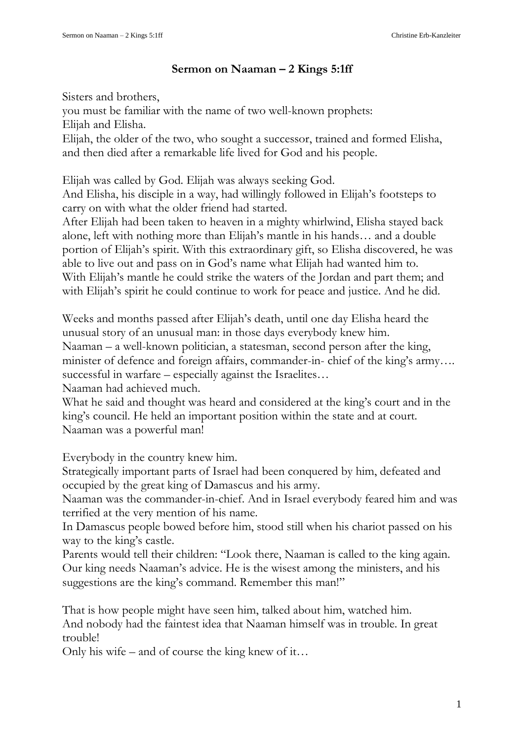# Sermon on Naaman – 2 Kings 5:1ff

Sisters and brothers,
you must be familiar with the name of two well-known prophets:
Elijah and Elisha.
Elijah, the older of the two, who sought a successor, trained and formed Elisha, and then died after a remarkable life lived for God and his people.

Elijah was called by God. Elijah was always seeking God.
And Elisha, his disciple in a way, had willingly followed in Elijah's footsteps to carry on with what the older friend had started.
After Elijah had been taken to heaven in a mighty whirlwind, Elisha stayed back alone, left with nothing more than Elijah's mantle in his hands… and a double portion of Elijah's spirit. With this extraordinary gift, so Elisha discovered, he was able to live out and pass on in God's name what Elijah had wanted him to.
With Elijah's mantle he could strike the waters of the Jordan and part them; and with Elijah's spirit he could continue to work for peace and justice. And he did.

Weeks and months passed after Elijah's death, until one day Elisha heard the unusual story of an unusual man: in those days everybody knew him.
Naaman – a well-known politician, a statesman, second person after the king, minister of defence and foreign affairs, commander-in- chief of the king's army…. successful in warfare – especially against the Israelites…
Naaman had achieved much.
What he said and thought was heard and considered at the king's court and in the king's council. He held an important position within the state and at court.
Naaman was a powerful man!

Everybody in the country knew him.
Strategically important parts of Israel had been conquered by him, defeated and occupied by the great king of Damascus and his army.
Naaman was the commander-in-chief. And in Israel everybody feared him and was terrified at the very mention of his name.
In Damascus people bowed before him, stood still when his chariot passed on his way to the king's castle.
Parents would tell their children: "Look there, Naaman is called to the king again. Our king needs Naaman's advice. He is the wisest among the ministers, and his suggestions are the king's command. Remember this man!"

That is how people might have seen him, talked about him, watched him.
And nobody had the faintest idea that Naaman himself was in trouble. In great trouble!
Only his wife – and of course the king knew of it…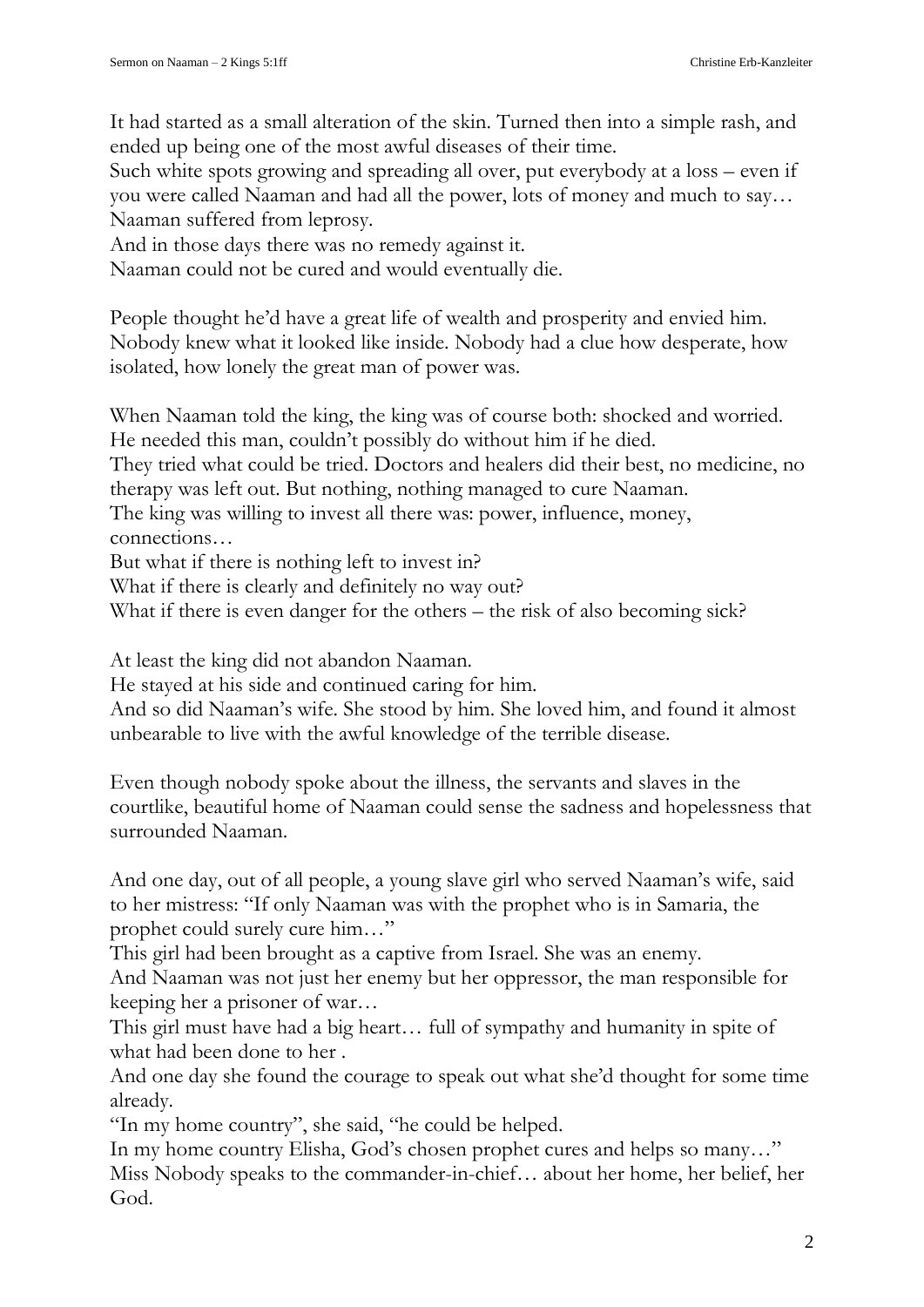It had started as a small alteration of the skin. Turned then into a simple rash, and ended up being one of the most awful diseases of their time.
Such white spots growing and spreading all over, put everybody at a loss – even if you were called Naaman and had all the power, lots of money and much to say… Naaman suffered from leprosy.
And in those days there was no remedy against it.
Naaman could not be cured and would eventually die.

People thought he'd have a great life of wealth and prosperity and envied him. Nobody knew what it looked like inside. Nobody had a clue how desperate, how isolated, how lonely the great man of power was.

When Naaman told the king, the king was of course both: shocked and worried. He needed this man, couldn't possibly do without him if he died.
They tried what could be tried. Doctors and healers did their best, no medicine, no therapy was left out. But nothing, nothing managed to cure Naaman.
The king was willing to invest all there was: power, influence, money, connections…
But what if there is nothing left to invest in?
What if there is clearly and definitely no way out?
What if there is even danger for the others – the risk of also becoming sick?

At least the king did not abandon Naaman.
He stayed at his side and continued caring for him.
And so did Naaman's wife. She stood by him. She loved him, and found it almost unbearable to live with the awful knowledge of the terrible disease.

Even though nobody spoke about the illness, the servants and slaves in the courtlike, beautiful home of Naaman could sense the sadness and hopelessness that surrounded Naaman.

And one day, out of all people, a young slave girl who served Naaman's wife, said to her mistress: "If only Naaman was with the prophet who is in Samaria, the prophet could surely cure him…"
This girl had been brought as a captive from Israel. She was an enemy.
And Naaman was not just her enemy but her oppressor, the man responsible for keeping her a prisoner of war…
This girl must have had a big heart… full of sympathy and humanity in spite of what had been done to her .
And one day she found the courage to speak out what she'd thought for some time already.
"In my home country", she said, "he could be helped.
In my home country Elisha, God's chosen prophet cures and helps so many…"
Miss Nobody speaks to the commander-in-chief… about her home, her belief, her God.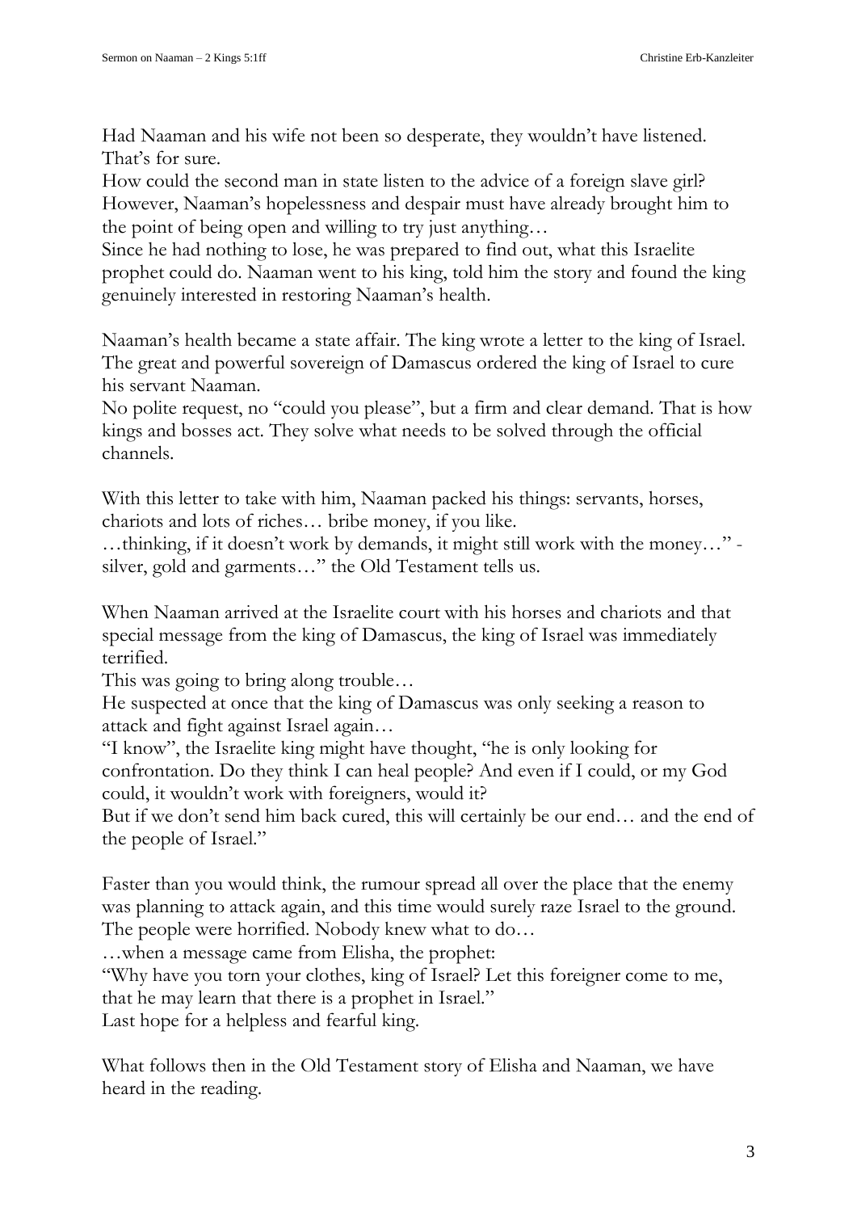Had Naaman and his wife not been so desperate, they wouldn't have listened. That's for sure.
How could the second man in state listen to the advice of a foreign slave girl? However, Naaman's hopelessness and despair must have already brought him to the point of being open and willing to try just anything…
Since he had nothing to lose, he was prepared to find out, what this Israelite prophet could do. Naaman went to his king, told him the story and found the king genuinely interested in restoring Naaman's health.

Naaman's health became a state affair. The king wrote a letter to the king of Israel. The great and powerful sovereign of Damascus ordered the king of Israel to cure his servant Naaman.
No polite request, no "could you please", but a firm and clear demand. That is how kings and bosses act. They solve what needs to be solved through the official channels.

With this letter to take with him, Naaman packed his things: servants, horses, chariots and lots of riches… bribe money, if you like.
…thinking, if it doesn't work by demands, it might still work with the money…" - silver, gold and garments…" the Old Testament tells us.

When Naaman arrived at the Israelite court with his horses and chariots and that special message from the king of Damascus, the king of Israel was immediately terrified.
This was going to bring along trouble…
He suspected at once that the king of Damascus was only seeking a reason to attack and fight against Israel again…
"I know", the Israelite king might have thought, "he is only looking for confrontation. Do they think I can heal people? And even if I could, or my God could, it wouldn't work with foreigners, would it?
But if we don't send him back cured, this will certainly be our end… and the end of the people of Israel."

Faster than you would think, the rumour spread all over the place that the enemy was planning to attack again, and this time would surely raze Israel to the ground. The people were horrified. Nobody knew what to do…
…when a message came from Elisha, the prophet:
"Why have you torn your clothes, king of Israel? Let this foreigner come to me, that he may learn that there is a prophet in Israel."
Last hope for a helpless and fearful king.

What follows then in the Old Testament story of Elisha and Naaman, we have heard in the reading.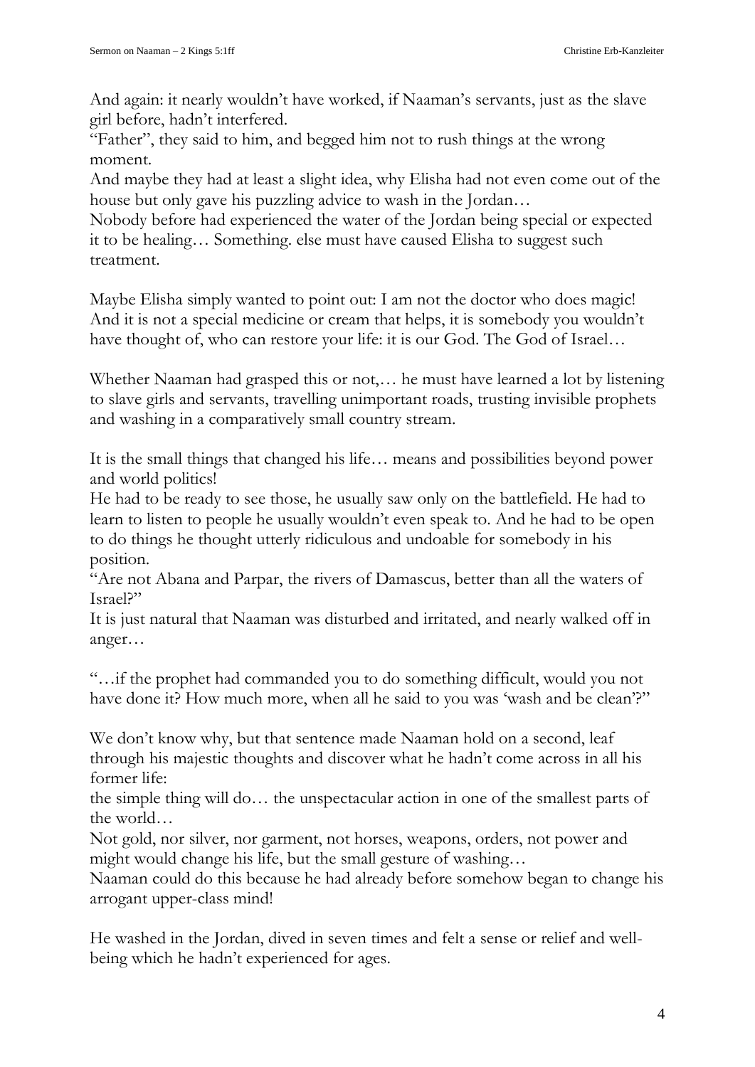And again: it nearly wouldn't have worked, if Naaman's servants, just as the slave girl before, hadn't interfered.
"Father", they said to him, and begged him not to rush things at the wrong moment.
And maybe they had at least a slight idea, why Elisha had not even come out of the house but only gave his puzzling advice to wash in the Jordan…
Nobody before had experienced the water of the Jordan being special or expected it to be healing… Something. else must have caused Elisha to suggest such treatment.

Maybe Elisha simply wanted to point out: I am not the doctor who does magic! And it is not a special medicine or cream that helps, it is somebody you wouldn't have thought of, who can restore your life: it is our God. The God of Israel…

Whether Naaman had grasped this or not,… he must have learned a lot by listening to slave girls and servants, travelling unimportant roads, trusting invisible prophets and washing in a comparatively small country stream.

It is the small things that changed his life… means and possibilities beyond power and world politics!
He had to be ready to see those, he usually saw only on the battlefield. He had to learn to listen to people he usually wouldn't even speak to. And he had to be open to do things he thought utterly ridiculous and undoable for somebody in his position.
"Are not Abana and Parpar, the rivers of Damascus, better than all the waters of Israel?"
It is just natural that Naaman was disturbed and irritated, and nearly walked off in anger…

"…if the prophet had commanded you to do something difficult, would you not have done it? How much more, when all he said to you was 'wash and be clean'?"

We don't know why, but that sentence made Naaman hold on a second, leaf through his majestic thoughts and discover what he hadn't come across in all his former life:
the simple thing will do… the unspectacular action in one of the smallest parts of the world…
Not gold, nor silver, nor garment, not horses, weapons, orders, not power and might would change his life, but the small gesture of washing…
Naaman could do this because he had already before somehow began to change his arrogant upper-class mind!

He washed in the Jordan, dived in seven times and felt a sense or relief and well-being which he hadn't experienced for ages.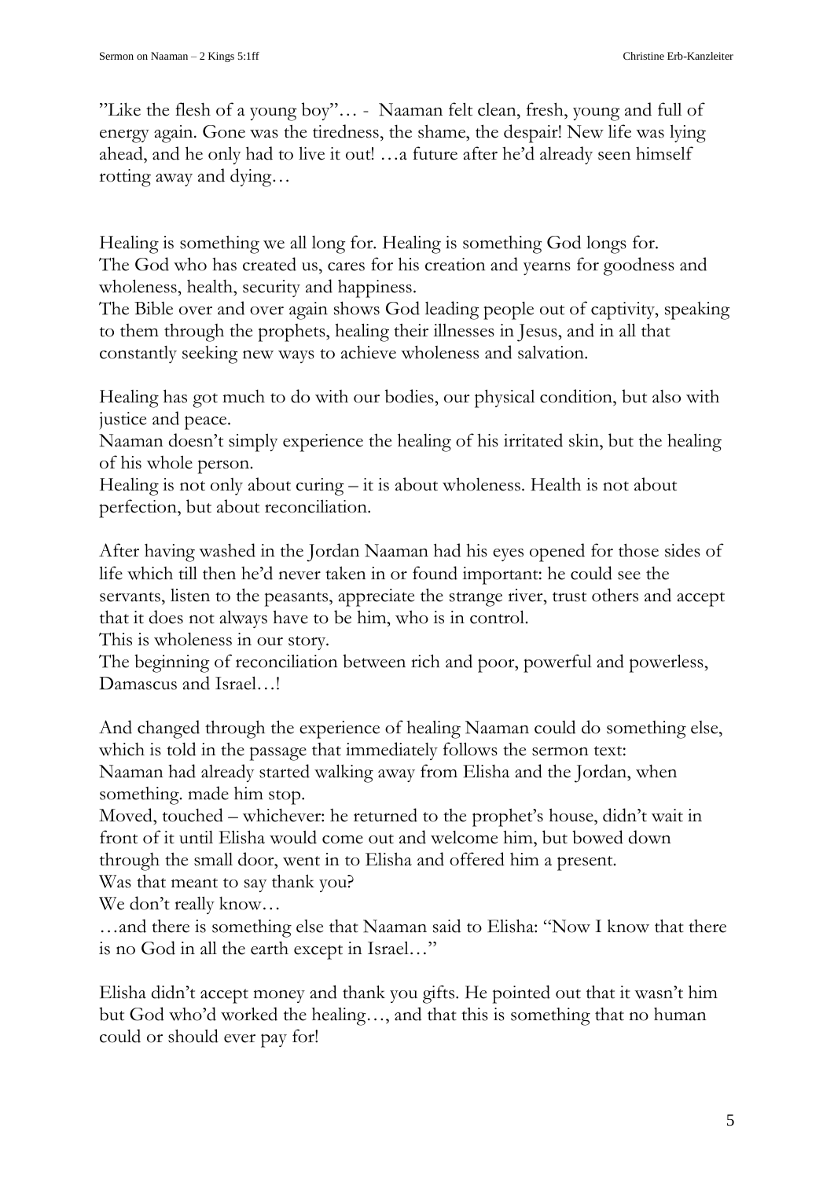"Like the flesh of a young boy"… - Naaman felt clean, fresh, young and full of energy again. Gone was the tiredness, the shame, the despair! New life was lying ahead, and he only had to live it out! …a future after he'd already seen himself rotting away and dying…

Healing is something we all long for. Healing is something God longs for.
The God who has created us, cares for his creation and yearns for goodness and wholeness, health, security and happiness.
The Bible over and over again shows God leading people out of captivity, speaking to them through the prophets, healing their illnesses in Jesus, and in all that constantly seeking new ways to achieve wholeness and salvation.

Healing has got much to do with our bodies, our physical condition, but also with justice and peace.
Naaman doesn't simply experience the healing of his irritated skin, but the healing of his whole person.
Healing is not only about curing – it is about wholeness. Health is not about perfection, but about reconciliation.

After having washed in the Jordan Naaman had his eyes opened for those sides of life which till then he'd never taken in or found important: he could see the servants, listen to the peasants, appreciate the strange river, trust others and accept that it does not always have to be him, who is in control.
This is wholeness in our story.
The beginning of reconciliation between rich and poor, powerful and powerless, Damascus and Israel…!

And changed through the experience of healing Naaman could do something else, which is told in the passage that immediately follows the sermon text:
Naaman had already started walking away from Elisha and the Jordan, when something. made him stop.
Moved, touched – whichever: he returned to the prophet's house, didn't wait in front of it until Elisha would come out and welcome him, but bowed down through the small door, went in to Elisha and offered him a present.
Was that meant to say thank you?
We don't really know…
…and there is something else that Naaman said to Elisha: "Now I know that there is no God in all the earth except in Israel…"

Elisha didn't accept money and thank you gifts. He pointed out that it wasn't him but God who'd worked the healing…, and that this is something that no human could or should ever pay for!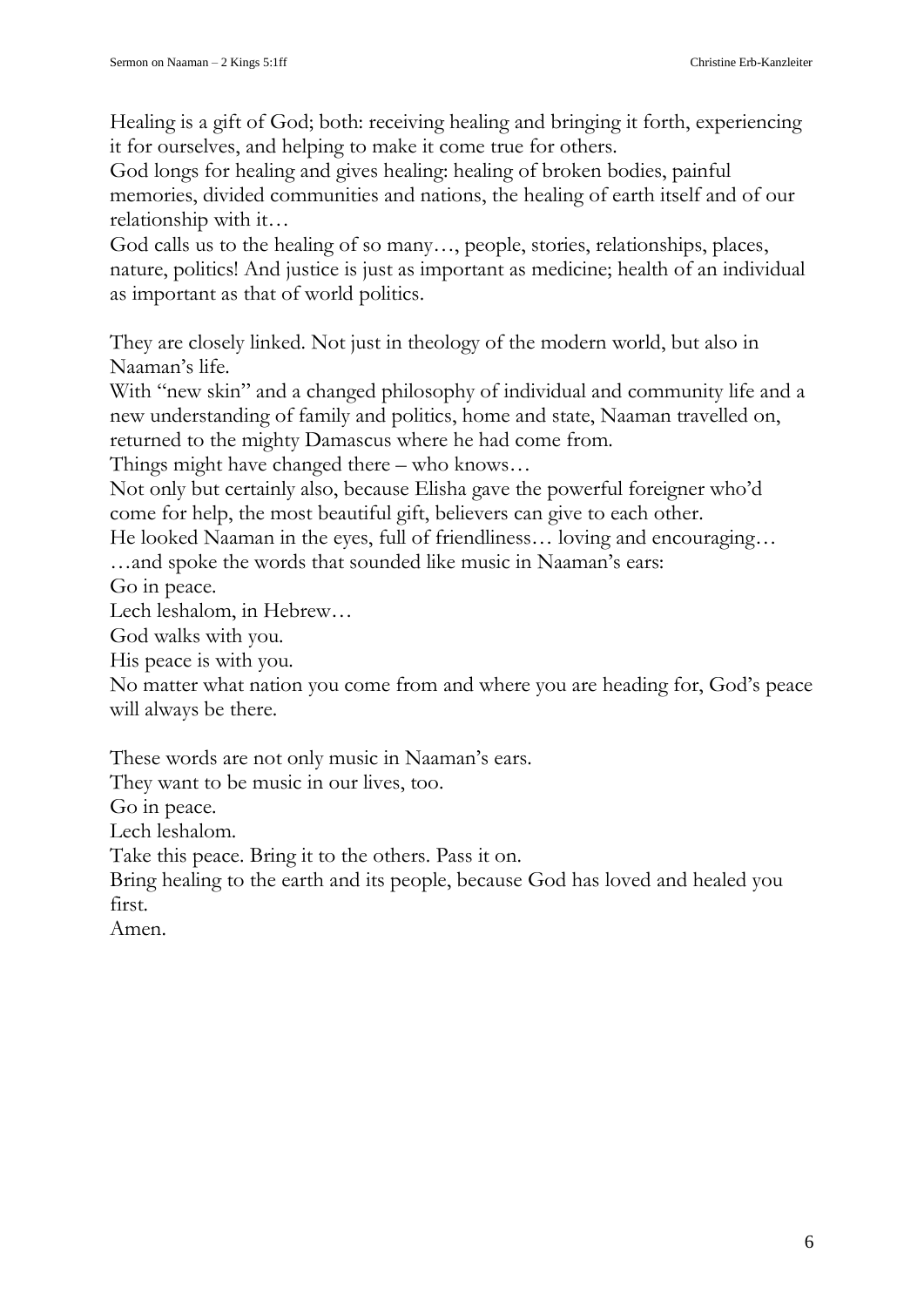Healing is a gift of God; both: receiving healing and bringing it forth, experiencing it for ourselves, and helping to make it come true for others.
God longs for healing and gives healing: healing of broken bodies, painful memories, divided communities and nations, the healing of earth itself and of our relationship with it…
God calls us to the healing of so many…, people, stories, relationships, places, nature, politics! And justice is just as important as medicine; health of an individual as important as that of world politics.

They are closely linked. Not just in theology of the modern world, but also in Naaman's life.
With "new skin" and a changed philosophy of individual and community life and a new understanding of family and politics, home and state, Naaman travelled on, returned to the mighty Damascus where he had come from.
Things might have changed there – who knows…
Not only but certainly also, because Elisha gave the powerful foreigner who'd come for help, the most beautiful gift, believers can give to each other.
He looked Naaman in the eyes, full of friendliness… loving and encouraging…
…and spoke the words that sounded like music in Naaman's ears:
Go in peace.
Lech leshalom, in Hebrew…
God walks with you.
His peace is with you.
No matter what nation you come from and where you are heading for, God's peace will always be there.

These words are not only music in Naaman's ears.
They want to be music in our lives, too.
Go in peace.
Lech leshalom.
Take this peace. Bring it to the others. Pass it on.
Bring healing to the earth and its people, because God has loved and healed you first.
Amen.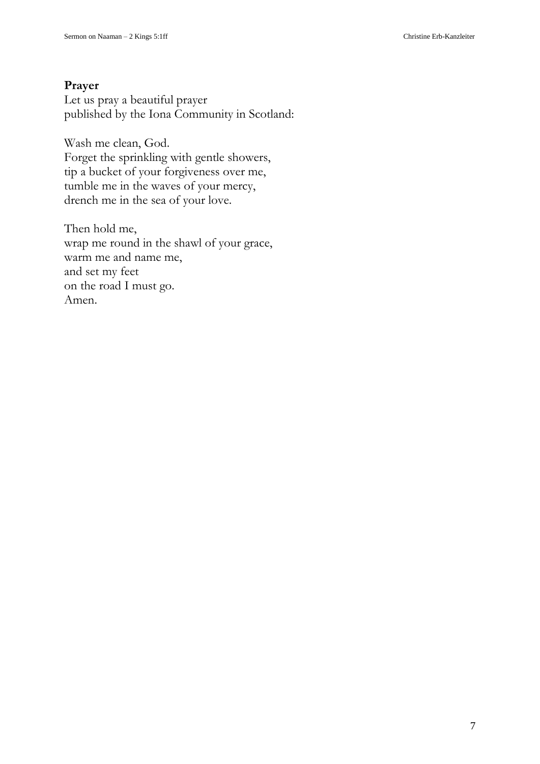**Prayer**

Let us pray a beautiful prayer
published by the Iona Community in Scotland:

Wash me clean, God.
Forget the sprinkling with gentle showers,
tip a bucket of your forgiveness over me,
tumble me in the waves of your mercy,
drench me in the sea of your love.

Then hold me,
wrap me round in the shawl of your grace,
warm me and name me,
and set my feet
on the road I must go.
Amen.